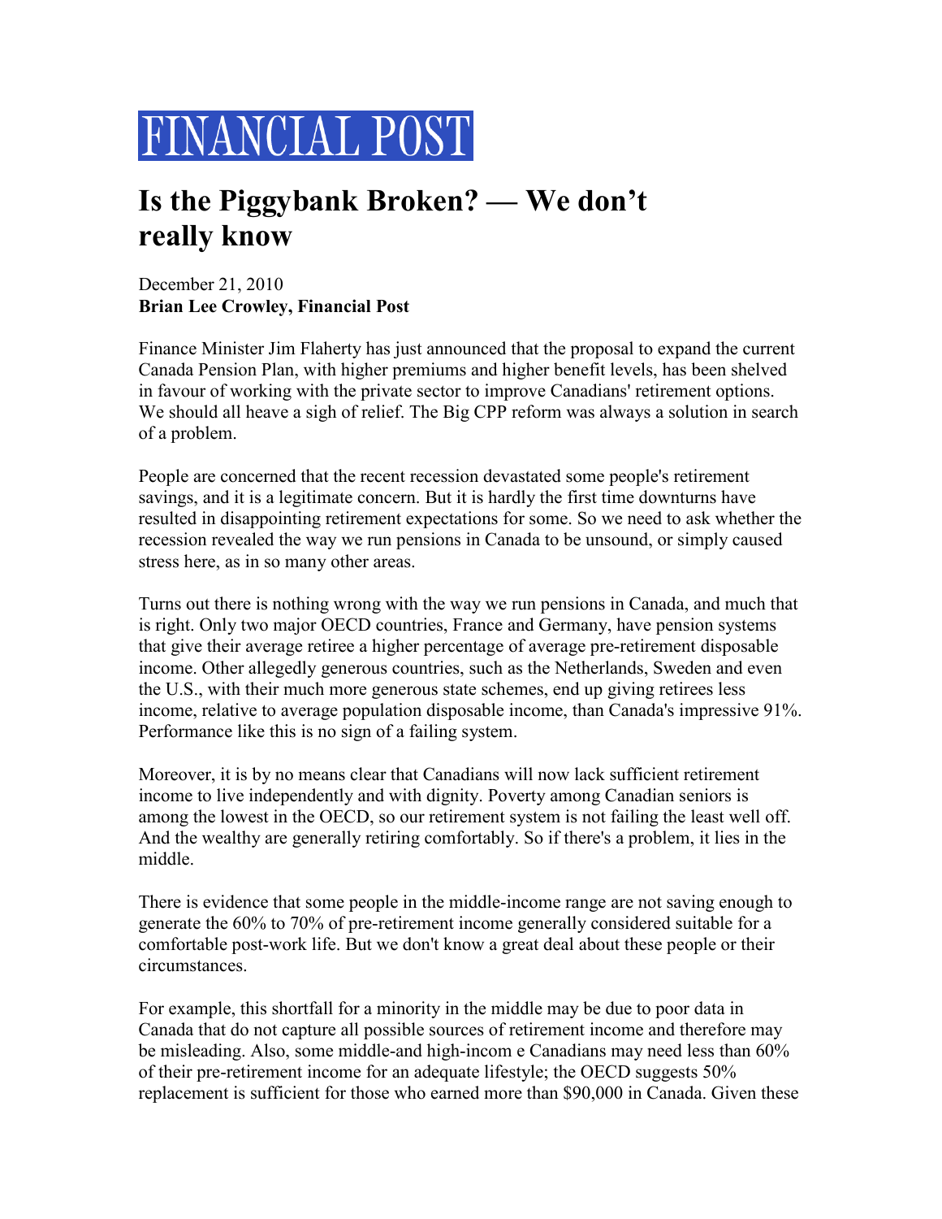# FINANCIAL POST

## Is the Piggybank Broken? — We don't really know

December 21, 2010
**Brian Lee Crowley, Financial Post**

Finance Minister Jim Flaherty has just announced that the proposal to expand the current Canada Pension Plan, with higher premiums and higher benefit levels, has been shelved in favour of working with the private sector to improve Canadians' retirement options. We should all heave a sigh of relief. The Big CPP reform was always a solution in search of a problem.

People are concerned that the recent recession devastated some people's retirement savings, and it is a legitimate concern. But it is hardly the first time downturns have resulted in disappointing retirement expectations for some. So we need to ask whether the recession revealed the way we run pensions in Canada to be unsound, or simply caused stress here, as in so many other areas.

Turns out there is nothing wrong with the way we run pensions in Canada, and much that is right. Only two major OECD countries, France and Germany, have pension systems that give their average retiree a higher percentage of average pre-retirement disposable income. Other allegedly generous countries, such as the Netherlands, Sweden and even the U.S., with their much more generous state schemes, end up giving retirees less income, relative to average population disposable income, than Canada's impressive 91%. Performance like this is no sign of a failing system.

Moreover, it is by no means clear that Canadians will now lack sufficient retirement income to live independently and with dignity. Poverty among Canadian seniors is among the lowest in the OECD, so our retirement system is not failing the least well off. And the wealthy are generally retiring comfortably. So if there's a problem, it lies in the middle.

There is evidence that some people in the middle-income range are not saving enough to generate the 60% to 70% of pre-retirement income generally considered suitable for a comfortable post-work life. But we don't know a great deal about these people or their circumstances.

For example, this shortfall for a minority in the middle may be due to poor data in Canada that do not capture all possible sources of retirement income and therefore may be misleading. Also, some middle-and high-incom e Canadians may need less than 60% of their pre-retirement income for an adequate lifestyle; the OECD suggests 50% replacement is sufficient for those who earned more than $90,000 in Canada. Given these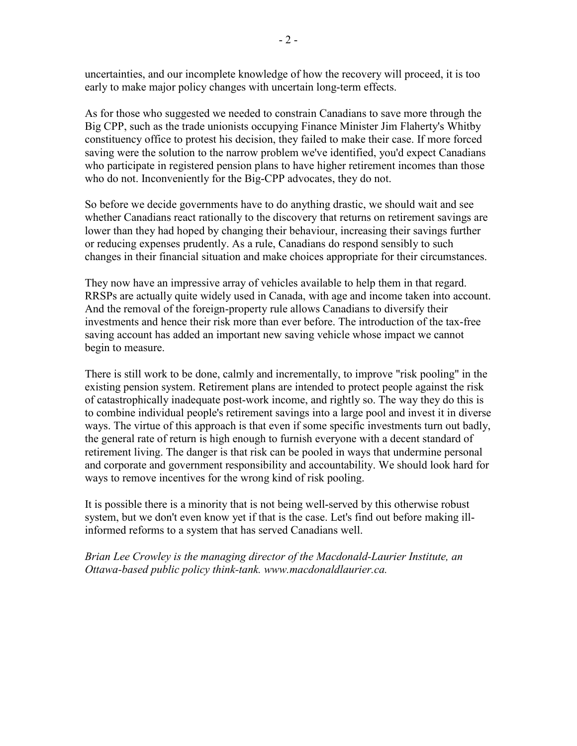uncertainties, and our incomplete knowledge of how the recovery will proceed, it is too early to make major policy changes with uncertain long-term effects.

As for those who suggested we needed to constrain Canadians to save more through the Big CPP, such as the trade unionists occupying Finance Minister Jim Flaherty's Whitby constituency office to protest his decision, they failed to make their case. If more forced saving were the solution to the narrow problem we've identified, you'd expect Canadians who participate in registered pension plans to have higher retirement incomes than those who do not. Inconveniently for the Big-CPP advocates, they do not.

So before we decide governments have to do anything drastic, we should wait and see whether Canadians react rationally to the discovery that returns on retirement savings are lower than they had hoped by changing their behaviour, increasing their savings further or reducing expenses prudently. As a rule, Canadians do respond sensibly to such changes in their financial situation and make choices appropriate for their circumstances.

They now have an impressive array of vehicles available to help them in that regard. RRSPs are actually quite widely used in Canada, with age and income taken into account. And the removal of the foreign-property rule allows Canadians to diversify their investments and hence their risk more than ever before. The introduction of the tax-free saving account has added an important new saving vehicle whose impact we cannot begin to measure.

There is still work to be done, calmly and incrementally, to improve "risk pooling" in the existing pension system. Retirement plans are intended to protect people against the risk of catastrophically inadequate post-work income, and rightly so. The way they do this is to combine individual people's retirement savings into a large pool and invest it in diverse ways. The virtue of this approach is that even if some specific investments turn out badly, the general rate of return is high enough to furnish everyone with a decent standard of retirement living. The danger is that risk can be pooled in ways that undermine personal and corporate and government responsibility and accountability. We should look hard for ways to remove incentives for the wrong kind of risk pooling.

It is possible there is a minority that is not being well-served by this otherwise robust system, but we don't even know yet if that is the case. Let's find out before making ill-informed reforms to a system that has served Canadians well.

*Brian Lee Crowley is the managing director of the Macdonald-Laurier Institute, an Ottawa-based public policy think-tank. www.macdonaldlaurier.ca.*